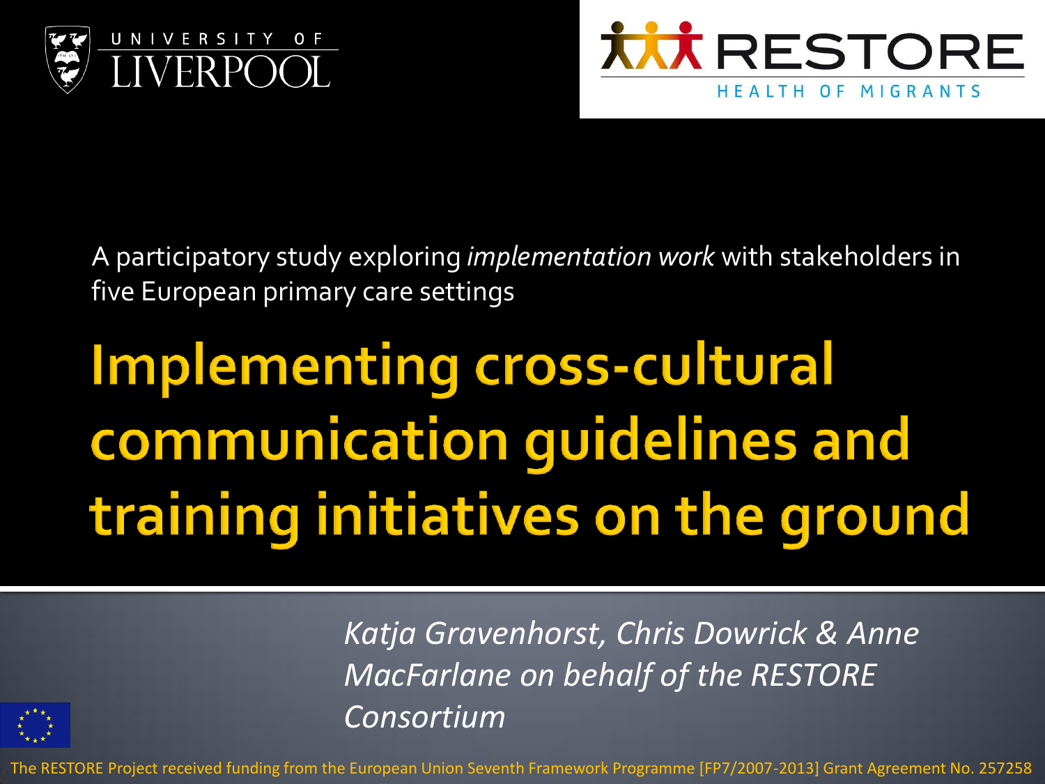UNIVERSITY OF LIVERPOOL

RESTORE HEALTH OF MIGRANTS

A participatory study exploring *implementation work* with stakeholders in five European primary care settings

# Implementing cross-cultural communication guidelines and training initiatives on the ground

*Katja Gravenhorst, Chris Dowrick & Anne MacFarlane on behalf of the RESTORE Consortium*

The RESTORE Project received funding from the European Union Seventh Framework Programme [FP7/2007-2013] Grant Agreement No. 257258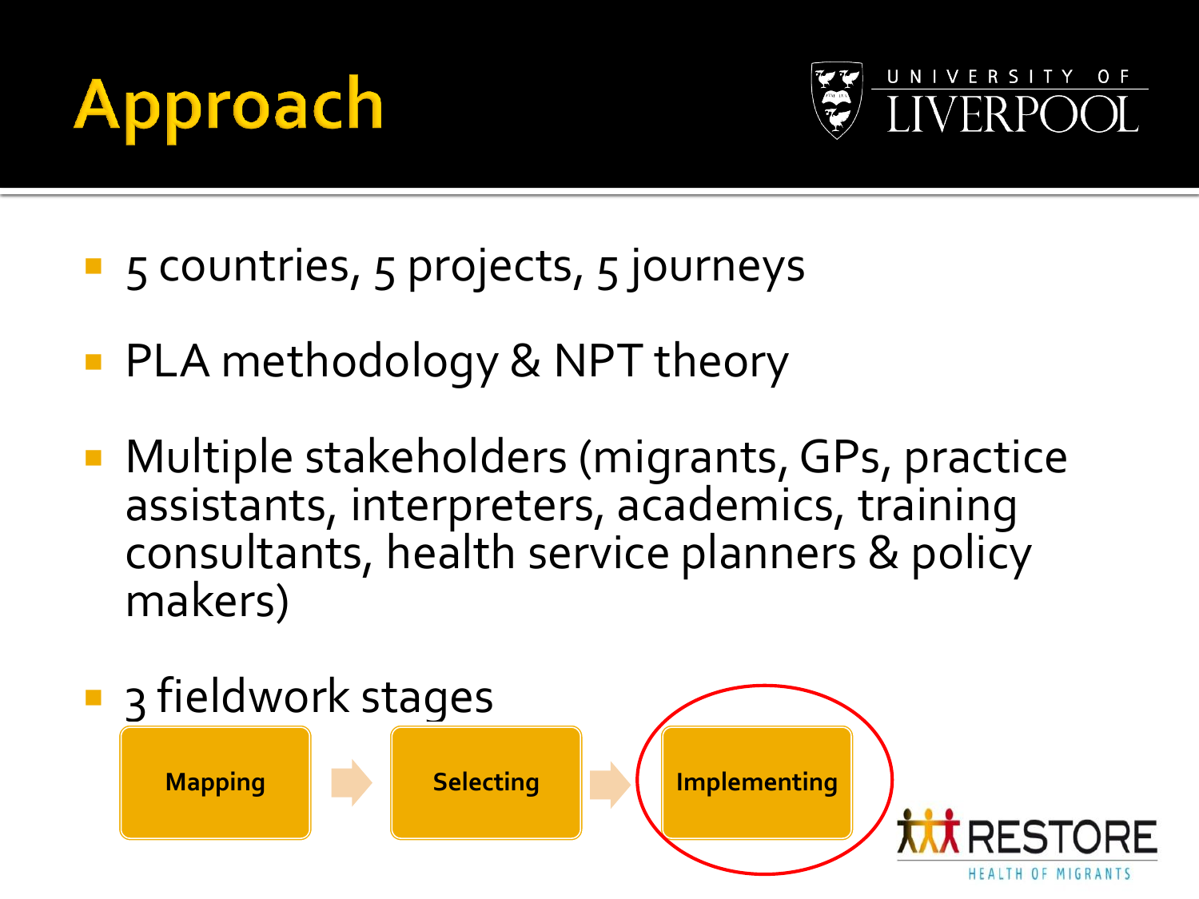# Approach

- 5 countries, 5 projects, 5 journeys
- PLA methodology & NPT theory
- Multiple stakeholders (migrants, GPs, practice assistants, interpreters, academics, training consultants, health service planners & policy makers)
- 3 fieldwork stages

Mapping → Selecting → Implementing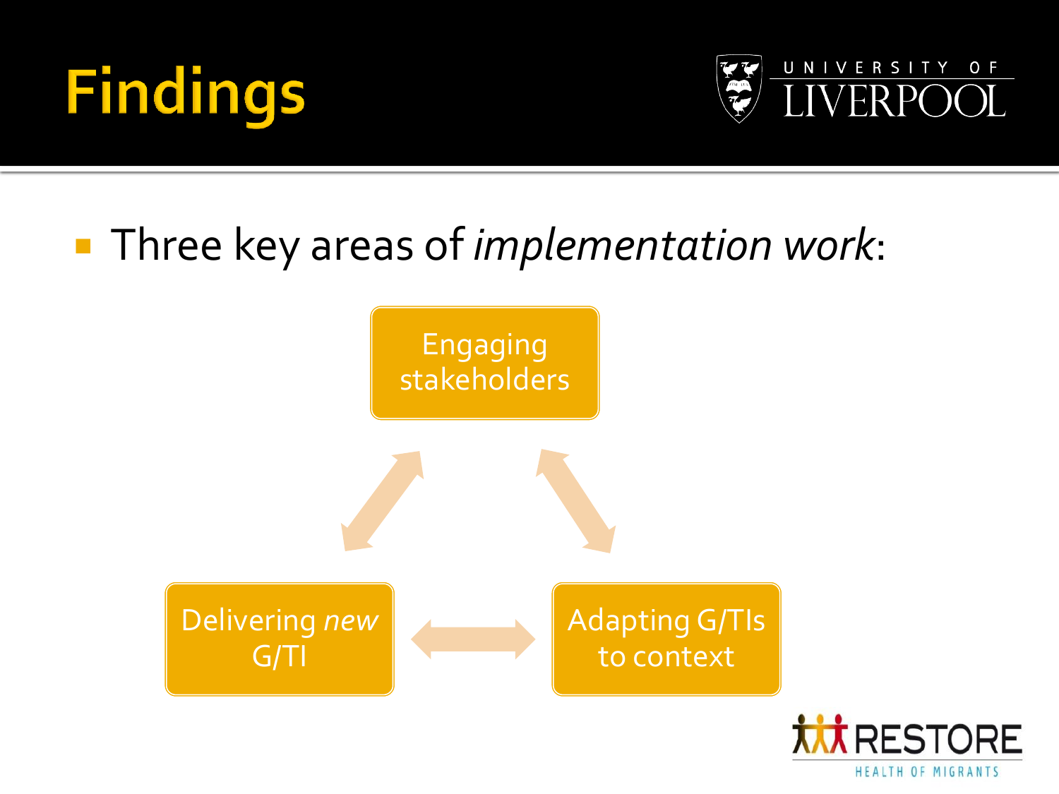# Findings

- Three key areas of *implementation work*:

Engaging stakeholders

Delivering *new* G/TI

Adapting G/TIs to context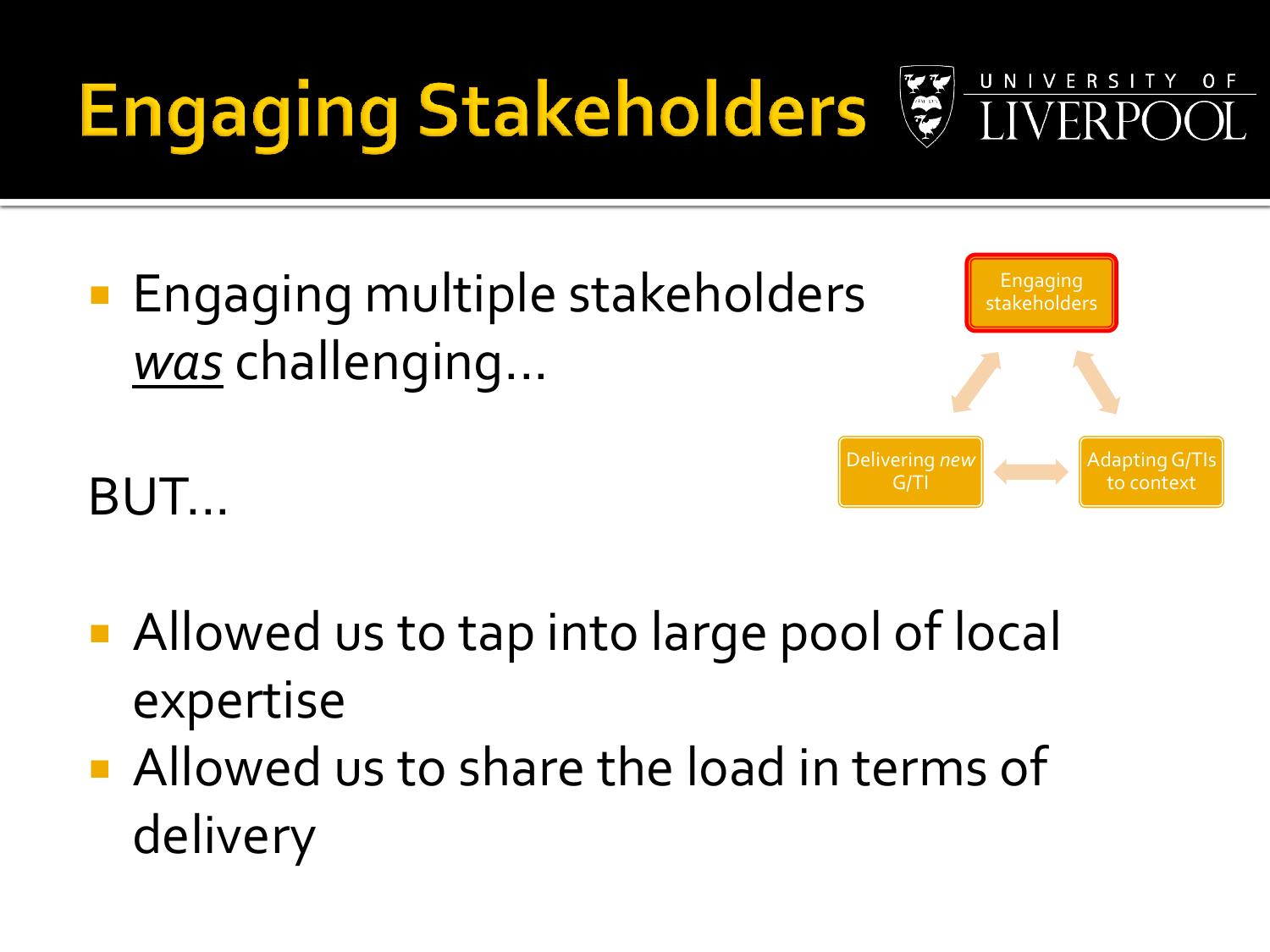# Engaging Stakeholders

UNIVERSITY OF LIVERPOOL

- Engaging multiple stakeholders *was* challenging…

Engaging stakeholders

Delivering *new* G/TI

Adapting G/TIs to context

BUT…

- Allowed us to tap into large pool of local expertise
- Allowed us to share the load in terms of delivery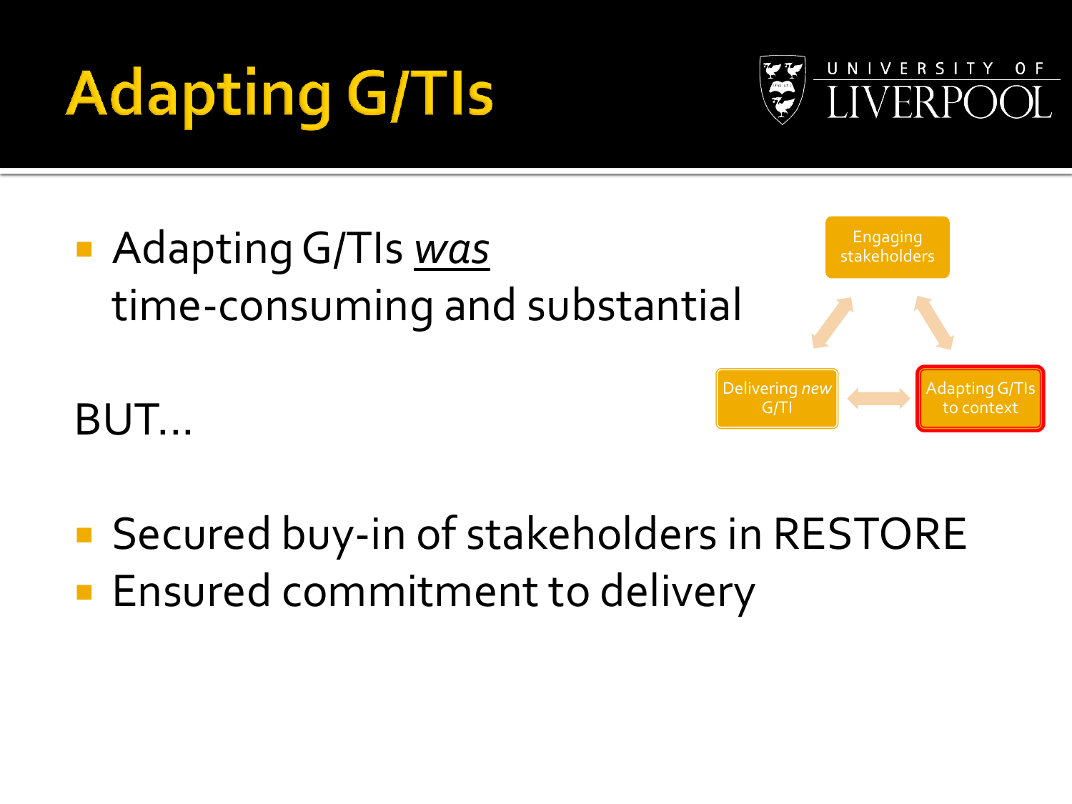# Adapting G/TIs

UNIVERSITY OF LIVERPOOL

- Adapting G/TIs *was* time-consuming and substantial

Engaging stakeholders

Delivering *new* G/TI

Adapting G/TIs to context

BUT…

- Secured buy-in of stakeholders in RESTORE
- Ensured commitment to delivery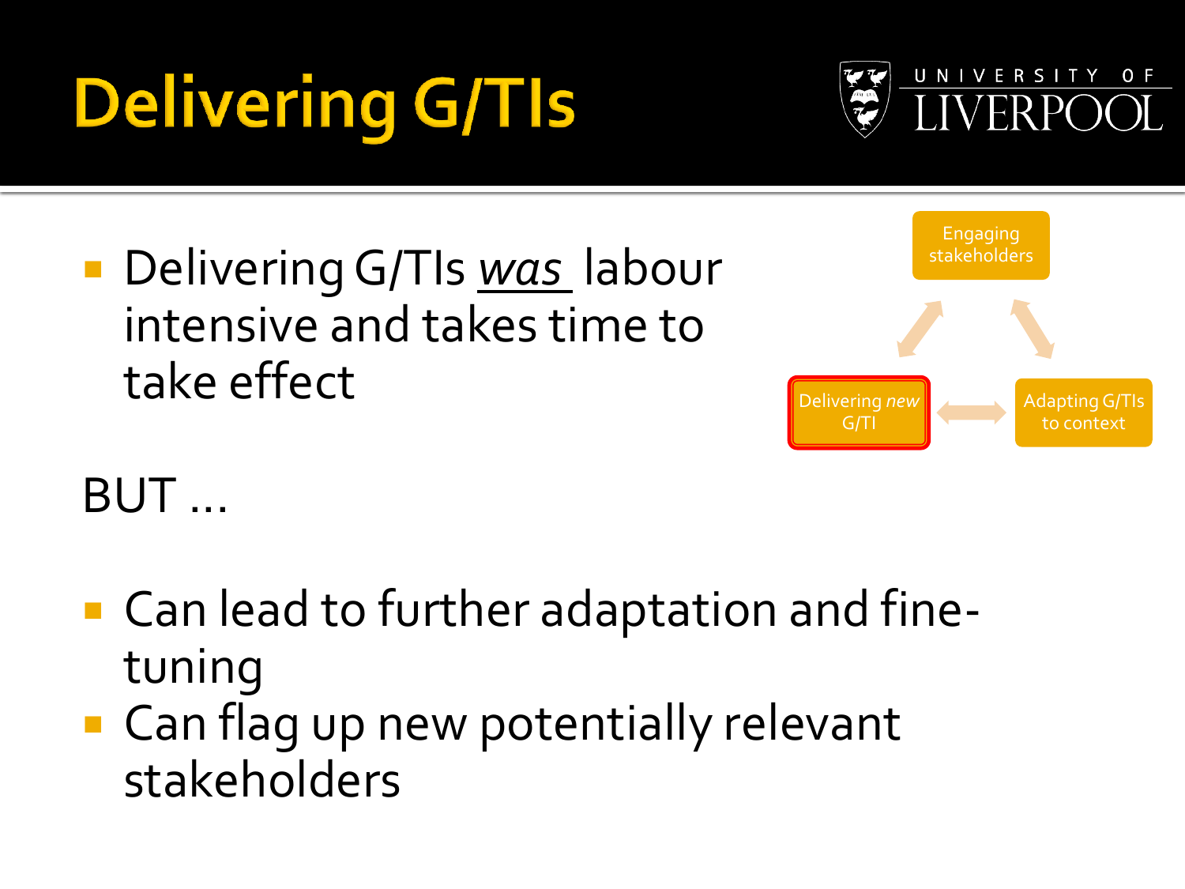# Delivering G/TIs

- Delivering G/TIs *was* labour intensive and takes time to take effect

Engaging stakeholders

Delivering *new* G/TI

Adapting G/TIs to context

BUT …

- Can lead to further adaptation and fine-tuning
- Can flag up new potentially relevant stakeholders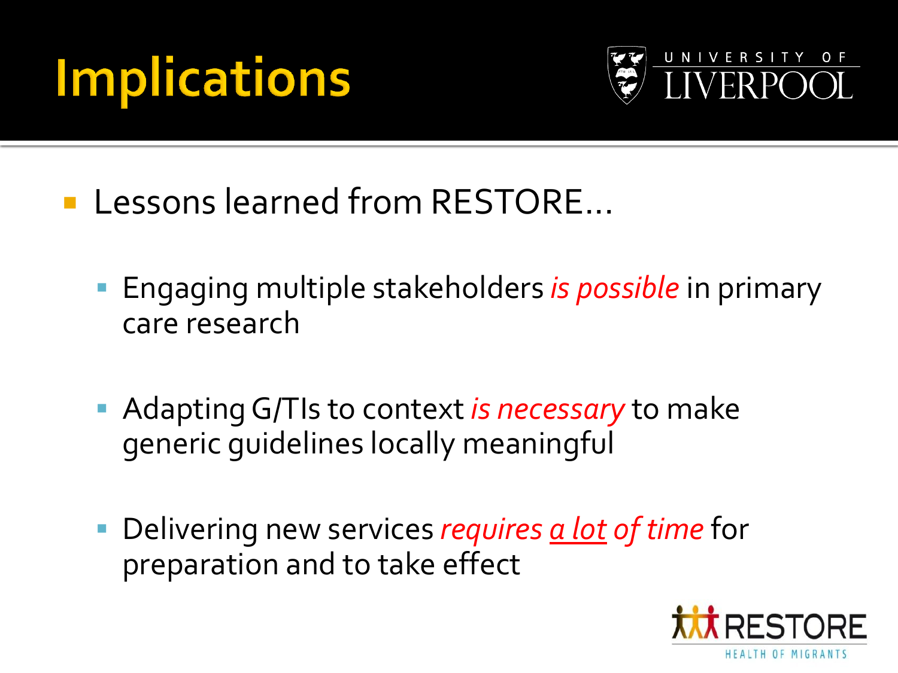# Implications

- Lessons learned from RESTORE…
  - Engaging multiple stakeholders *is possible* in primary care research
  - Adapting G/TIs to context *is necessary* to make generic guidelines locally meaningful
  - Delivering new services *requires <u>a lot</u> of time* for preparation and to take effect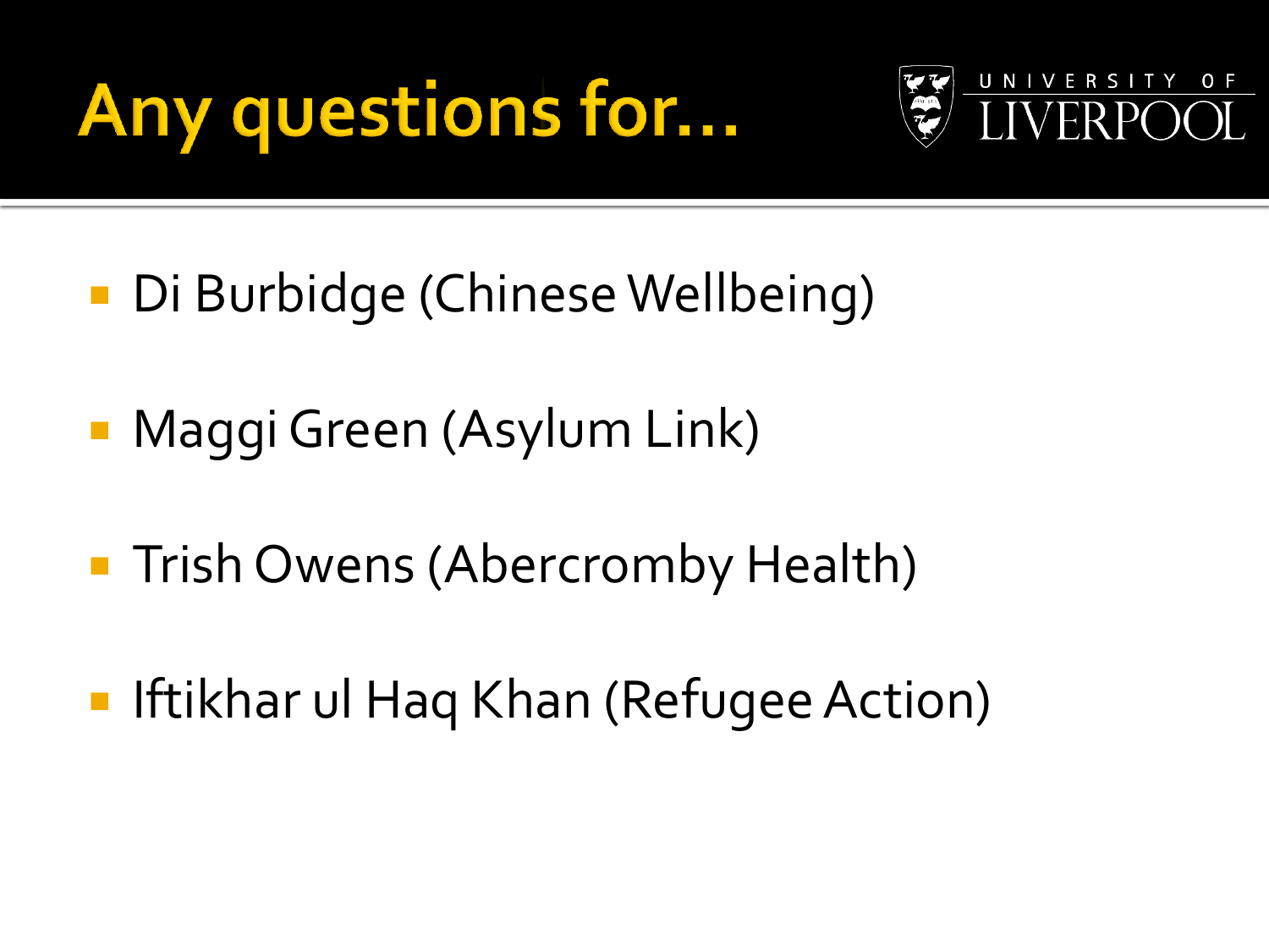# Any questions for...

- Di Burbidge (Chinese Wellbeing)
- Maggi Green (Asylum Link)
- Trish Owens (Abercromby Health)
- Iftikhar ul Haq Khan (Refugee Action)